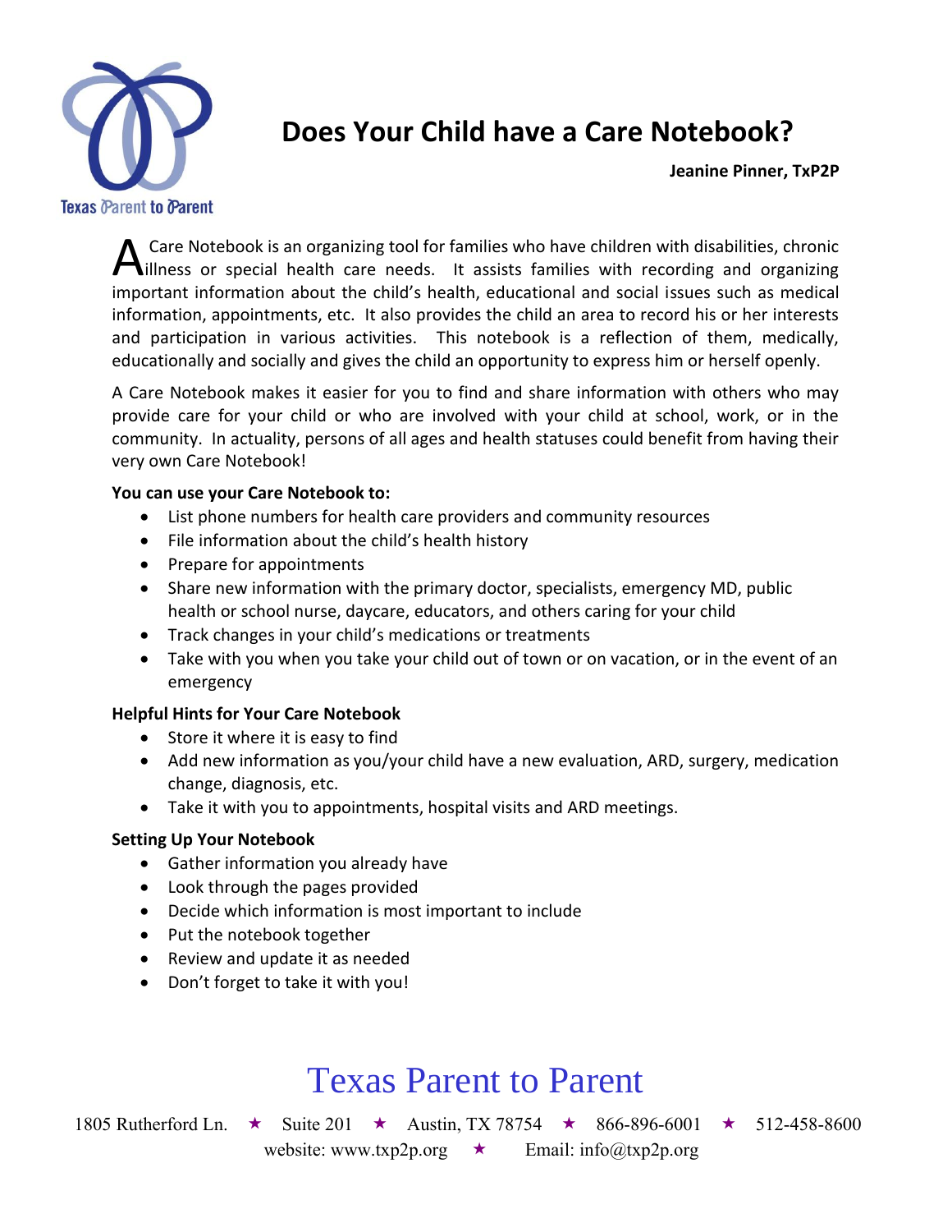Texas Parent to Parent

# Does Your Child have a Care Notebook?

**Jeanine Pinner, TxP2P**

A Care Notebook is an organizing tool for families who have children with disabilities, chronic illness or special health care needs. It assists families with recording and organizing important information about the child's health, educational and social issues such as medical information, appointments, etc. It also provides the child an area to record his or her interests and participation in various activities. This notebook is a reflection of them, medically, educationally and socially and gives the child an opportunity to express him or herself openly.

A Care Notebook makes it easier for you to find and share information with others who may provide care for your child or who are involved with your child at school, work, or in the community. In actuality, persons of all ages and health statuses could benefit from having their very own Care Notebook!

**You can use your Care Notebook to:**

- List phone numbers for health care providers and community resources
- File information about the child's health history
- Prepare for appointments
- Share new information with the primary doctor, specialists, emergency MD, public health or school nurse, daycare, educators, and others caring for your child
- Track changes in your child's medications or treatments
- Take with you when you take your child out of town or on vacation, or in the event of an emergency

**Helpful Hints for Your Care Notebook**

- Store it where it is easy to find
- Add new information as you/your child have a new evaluation, ARD, surgery, medication change, diagnosis, etc.
- Take it with you to appointments, hospital visits and ARD meetings.

**Setting Up Your Notebook**

- Gather information you already have
- Look through the pages provided
- Decide which information is most important to include
- Put the notebook together
- Review and update it as needed
- Don't forget to take it with you!

## Texas Parent to Parent

1805 Rutherford Ln. ★ Suite 201 ★ Austin, TX 78754 ★ 866-896-6001 ★ 512-458-8600
website: www.txp2p.org ★ Email: info@txp2p.org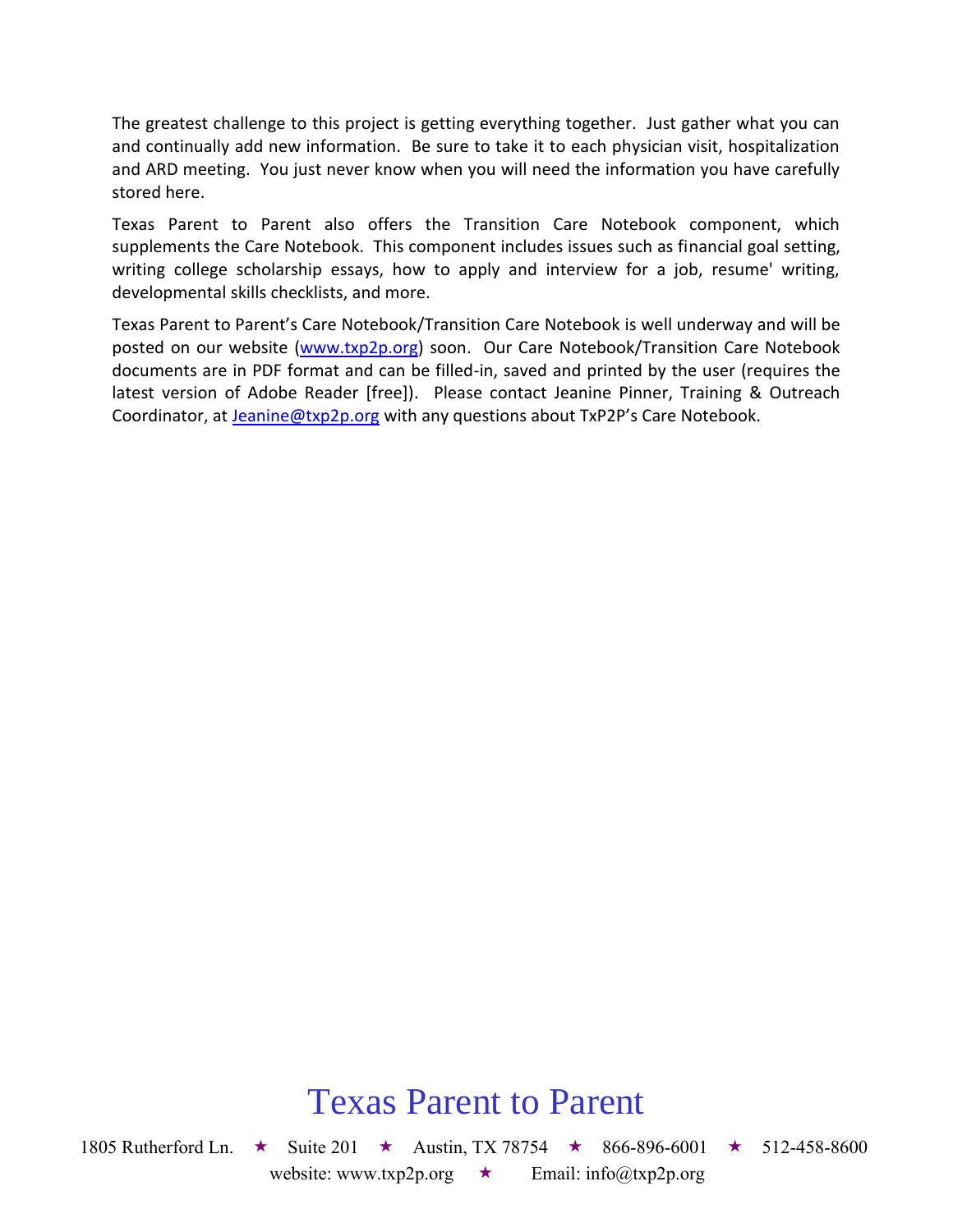The greatest challenge to this project is getting everything together. Just gather what you can and continually add new information. Be sure to take it to each physician visit, hospitalization and ARD meeting. You just never know when you will need the information you have carefully stored here.

Texas Parent to Parent also offers the Transition Care Notebook component, which supplements the Care Notebook. This component includes issues such as financial goal setting, writing college scholarship essays, how to apply and interview for a job, resume' writing, developmental skills checklists, and more.

Texas Parent to Parent's Care Notebook/Transition Care Notebook is well underway and will be posted on our website (www.txp2p.org) soon. Our Care Notebook/Transition Care Notebook documents are in PDF format and can be filled-in, saved and printed by the user (requires the latest version of Adobe Reader [free]). Please contact Jeanine Pinner, Training & Outreach Coordinator, at Jeanine@txp2p.org with any questions about TxP2P's Care Notebook.

Texas Parent to Parent

1805 Rutherford Ln. ★ Suite 201 ★ Austin, TX 78754 ★ 866-896-6001 ★ 512-458-8600
website: www.txp2p.org ★ Email: info@txp2p.org